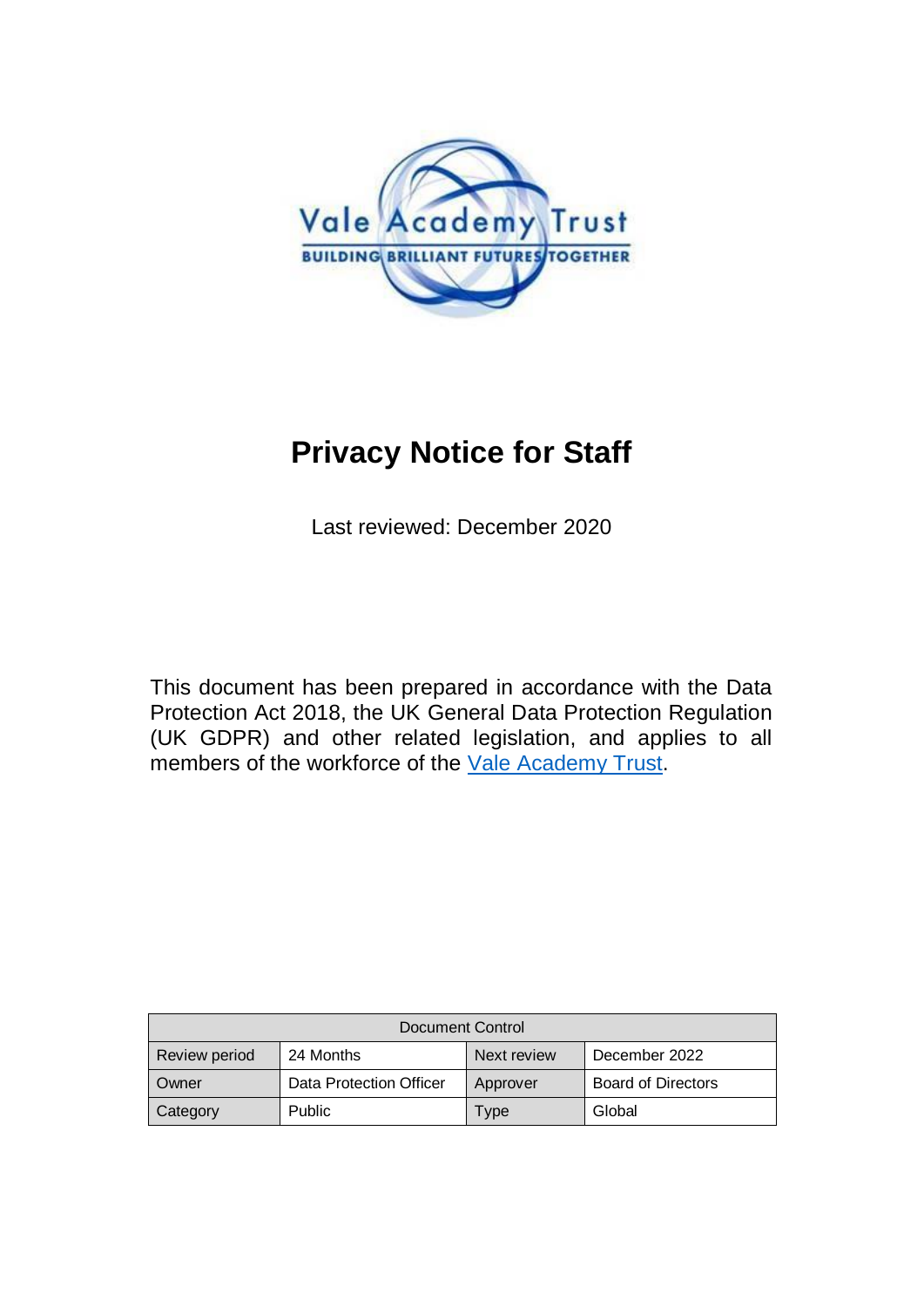# Privacy Notice for Staff

Last reviewed: December 2020

This document has been prepared in accordance with the Data Protection Act 2018, the UK General Data Protection Regulation (UK GDPR) and other related legislation, and applies to all members of the workforce of the [Vale Academy Trust](#).

| Document Control | | | |
|---|---|---|---|
| Review period | 24 Months | Next review | December 2022 |
| Owner | Data Protection Officer | Approver | Board of Directors |
| Category | Public | Type | Global |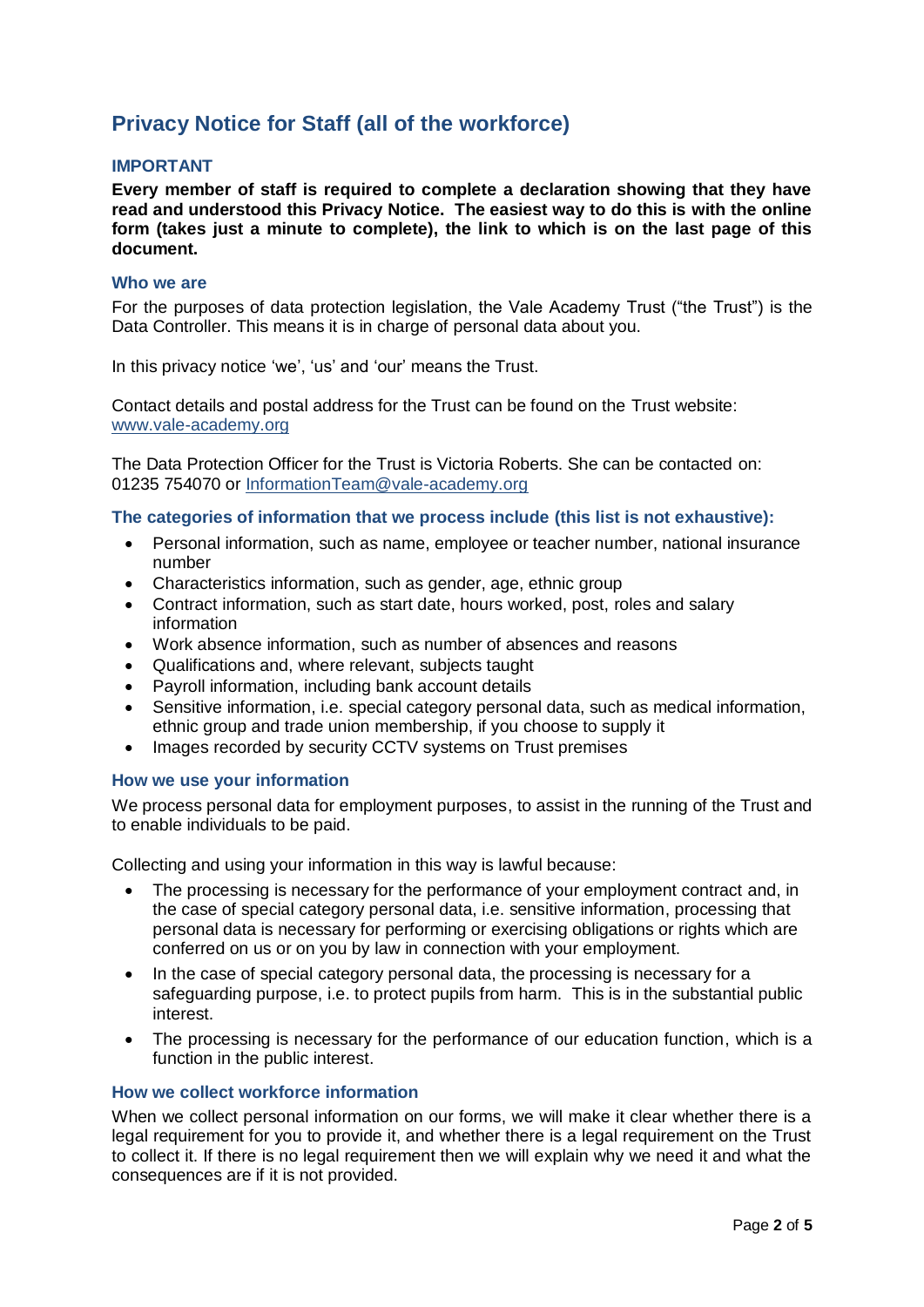# Privacy Notice for Staff (all of the workforce)

### IMPORTANT

**Every member of staff is required to complete a declaration showing that they have read and understood this Privacy Notice. The easiest way to do this is with the online form (takes just a minute to complete), the link to which is on the last page of this document.**

### Who we are

For the purposes of data protection legislation, the Vale Academy Trust ("the Trust") is the Data Controller. This means it is in charge of personal data about you.

In this privacy notice 'we', 'us' and 'our' means the Trust.

Contact details and postal address for the Trust can be found on the Trust website: [www.vale-academy.org](www.vale-academy.org)

The Data Protection Officer for the Trust is Victoria Roberts. She can be contacted on: 01235 754070 or [InformationTeam@vale-academy.org](mailto:InformationTeam@vale-academy.org)

### The categories of information that we process include (this list is not exhaustive):

- Personal information, such as name, employee or teacher number, national insurance number
- Characteristics information, such as gender, age, ethnic group
- Contract information, such as start date, hours worked, post, roles and salary information
- Work absence information, such as number of absences and reasons
- Qualifications and, where relevant, subjects taught
- Payroll information, including bank account details
- Sensitive information, i.e. special category personal data, such as medical information, ethnic group and trade union membership, if you choose to supply it
- Images recorded by security CCTV systems on Trust premises

### How we use your information

We process personal data for employment purposes, to assist in the running of the Trust and to enable individuals to be paid.

Collecting and using your information in this way is lawful because:

- The processing is necessary for the performance of your employment contract and, in the case of special category personal data, i.e. sensitive information, processing that personal data is necessary for performing or exercising obligations or rights which are conferred on us or on you by law in connection with your employment.
- In the case of special category personal data, the processing is necessary for a safeguarding purpose, i.e. to protect pupils from harm. This is in the substantial public interest.
- The processing is necessary for the performance of our education function, which is a function in the public interest.

### How we collect workforce information

When we collect personal information on our forms, we will make it clear whether there is a legal requirement for you to provide it, and whether there is a legal requirement on the Trust to collect it. If there is no legal requirement then we will explain why we need it and what the consequences are if it is not provided.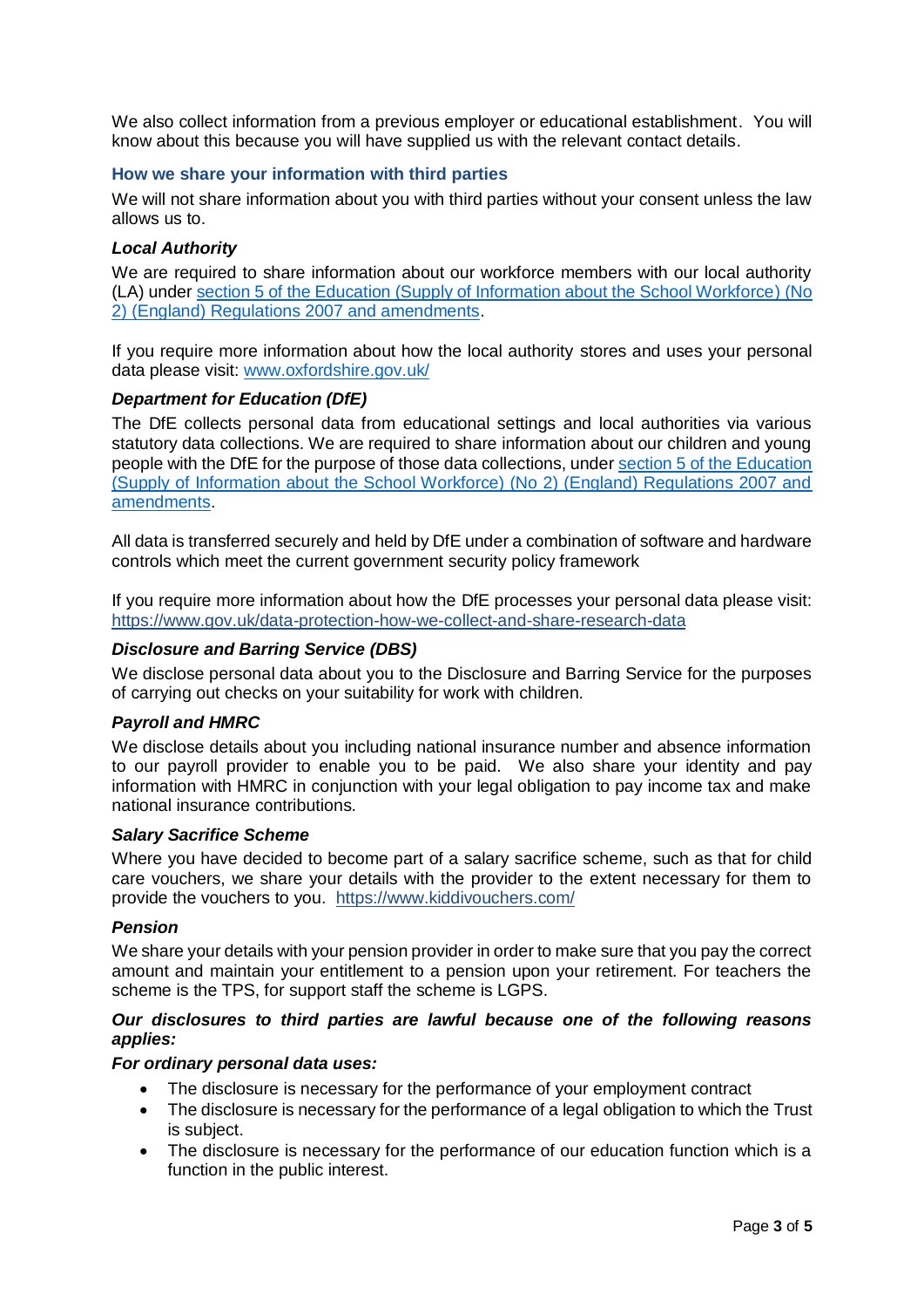We also collect information from a previous employer or educational establishment. You will know about this because you will have supplied us with the relevant contact details.

## How we share your information with third parties

We will not share information about you with third parties without your consent unless the law allows us to.

### *Local Authority*

We are required to share information about our workforce members with our local authority (LA) under [section 5 of the Education (Supply of Information about the School Workforce) (No 2) (England) Regulations 2007 and amendments](#).

If you require more information about how the local authority stores and uses your personal data please visit: [www.oxfordshire.gov.uk/](http://www.oxfordshire.gov.uk/)

### *Department for Education (DfE)*

The DfE collects personal data from educational settings and local authorities via various statutory data collections. We are required to share information about our children and young people with the DfE for the purpose of those data collections, under [section 5 of the Education (Supply of Information about the School Workforce) (No 2) (England) Regulations 2007 and amendments](#).

All data is transferred securely and held by DfE under a combination of software and hardware controls which meet the current government security policy framework

If you require more information about how the DfE processes your personal data please visit: [https://www.gov.uk/data-protection-how-we-collect-and-share-research-data](https://www.gov.uk/data-protection-how-we-collect-and-share-research-data)

### *Disclosure and Barring Service (DBS)*

We disclose personal data about you to the Disclosure and Barring Service for the purposes of carrying out checks on your suitability for work with children.

### *Payroll and HMRC*

We disclose details about you including national insurance number and absence information to our payroll provider to enable you to be paid. We also share your identity and pay information with HMRC in conjunction with your legal obligation to pay income tax and make national insurance contributions.

### *Salary Sacrifice Scheme*

Where you have decided to become part of a salary sacrifice scheme, such as that for child care vouchers, we share your details with the provider to the extent necessary for them to provide the vouchers to you. [https://www.kiddivouchers.com/](https://www.kiddivouchers.com/)

### *Pension*

We share your details with your pension provider in order to make sure that you pay the correct amount and maintain your entitlement to a pension upon your retirement. For teachers the scheme is the TPS, for support staff the scheme is LGPS.

***Our disclosures to third parties are lawful because one of the following reasons applies:***

***For ordinary personal data uses:***

- The disclosure is necessary for the performance of your employment contract
- The disclosure is necessary for the performance of a legal obligation to which the Trust is subject.
- The disclosure is necessary for the performance of our education function which is a function in the public interest.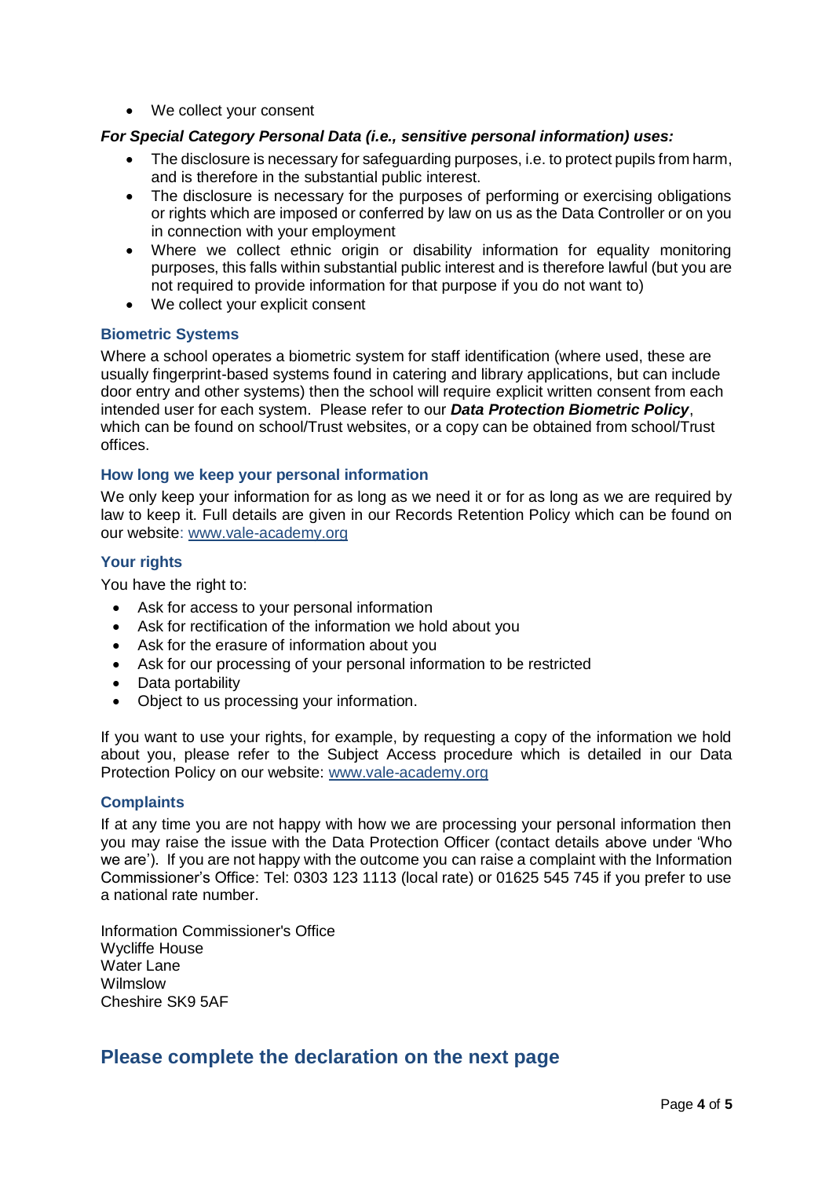- We collect your consent

***For Special Category Personal Data (i.e., sensitive personal information) uses:***

- The disclosure is necessary for safeguarding purposes, i.e. to protect pupils from harm, and is therefore in the substantial public interest.
- The disclosure is necessary for the purposes of performing or exercising obligations or rights which are imposed or conferred by law on us as the Data Controller or on you in connection with your employment
- Where we collect ethnic origin or disability information for equality monitoring purposes, this falls within substantial public interest and is therefore lawful (but you are not required to provide information for that purpose if you do not want to)
- We collect your explicit consent

### Biometric Systems

Where a school operates a biometric system for staff identification (where used, these are usually fingerprint-based systems found in catering and library applications, but can include door entry and other systems) then the school will require explicit written consent from each intended user for each system. Please refer to our ***Data Protection Biometric Policy***, which can be found on school/Trust websites, or a copy can be obtained from school/Trust offices.

### How long we keep your personal information

We only keep your information for as long as we need it or for as long as we are required by law to keep it. Full details are given in our Records Retention Policy which can be found on our website: www.vale-academy.org

### Your rights

You have the right to:

- Ask for access to your personal information
- Ask for rectification of the information we hold about you
- Ask for the erasure of information about you
- Ask for our processing of your personal information to be restricted
- Data portability
- Object to us processing your information.

If you want to use your rights, for example, by requesting a copy of the information we hold about you, please refer to the Subject Access procedure which is detailed in our Data Protection Policy on our website: www.vale-academy.org

### Complaints

If at any time you are not happy with how we are processing your personal information then you may raise the issue with the Data Protection Officer (contact details above under 'Who we are'). If you are not happy with the outcome you can raise a complaint with the Information Commissioner's Office: Tel: 0303 123 1113 (local rate) or 01625 545 745 if you prefer to use a national rate number.

Information Commissioner's Office
Wycliffe House
Water Lane
Wilmslow
Cheshire SK9 5AF

## Please complete the declaration on the next page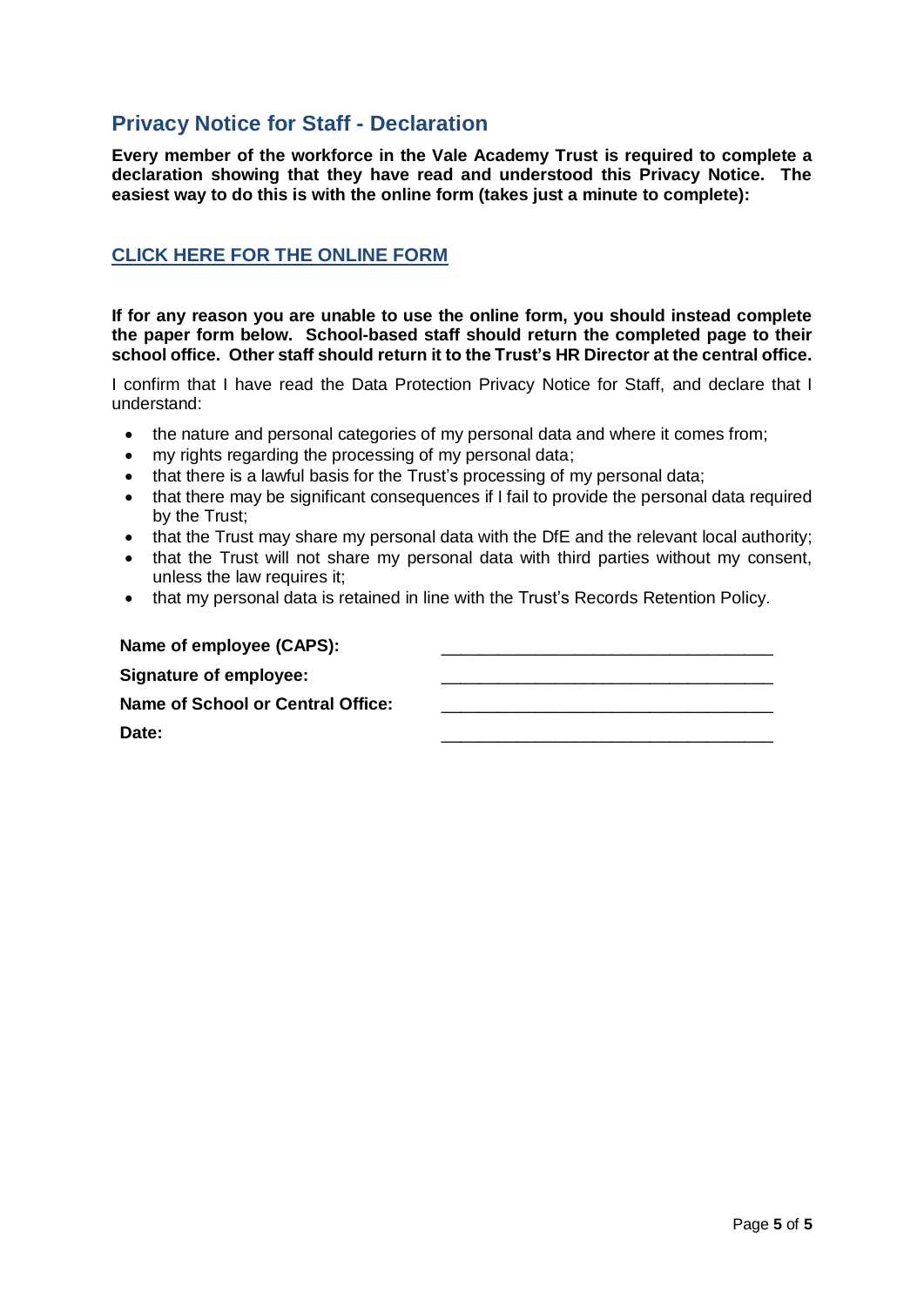## Privacy Notice for Staff - Declaration

**Every member of the workforce in the Vale Academy Trust is required to complete a declaration showing that they have read and understood this Privacy Notice. The easiest way to do this is with the online form (takes just a minute to complete):**

**CLICK HERE FOR THE ONLINE FORM**

**If for any reason you are unable to use the online form, you should instead complete the paper form below. School-based staff should return the completed page to their school office. Other staff should return it to the Trust's HR Director at the central office.**

I confirm that I have read the Data Protection Privacy Notice for Staff, and declare that I understand:

- the nature and personal categories of my personal data and where it comes from;
- my rights regarding the processing of my personal data;
- that there is a lawful basis for the Trust's processing of my personal data;
- that there may be significant consequences if I fail to provide the personal data required by the Trust;
- that the Trust may share my personal data with the DfE and the relevant local authority;
- that the Trust will not share my personal data with third parties without my consent, unless the law requires it;
- that my personal data is retained in line with the Trust's Records Retention Policy.

**Name of employee (CAPS):** ___________________________________

**Signature of employee:** ___________________________________

**Name of School or Central Office:** ___________________________________

**Date:** ___________________________________